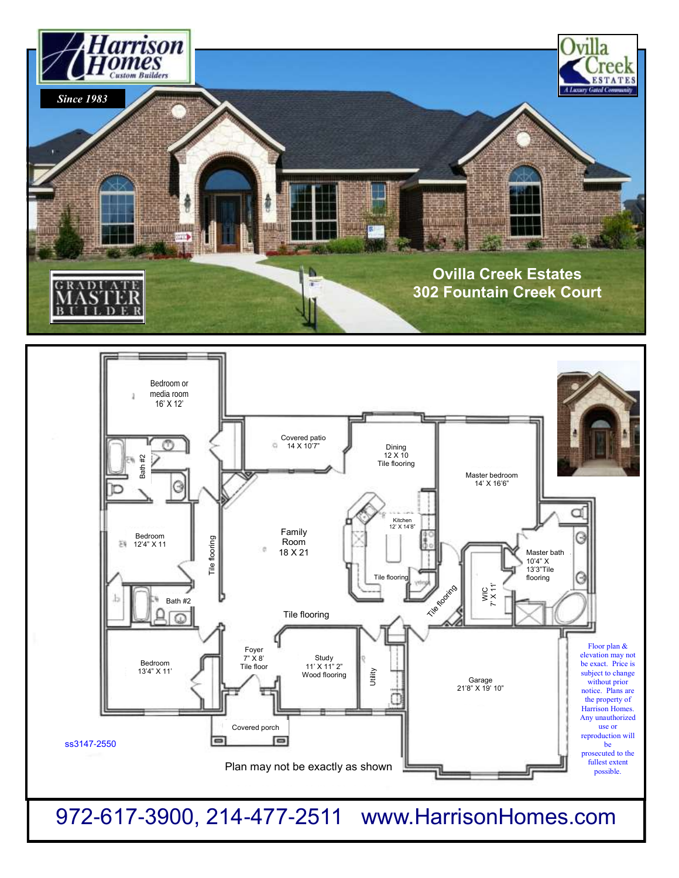# Harrison Homes

*Custom Builders*

**Since 1983**

Ovilla Creek ESTATES — A Luxury Gated Community

GRADUATE MASTER BUILDER

## Ovilla Creek Estates
## 302 Fountain Creek Court

Bedroom or media room 16' X 12'

Bath #2

Bedroom 12'4" X 11

Tile flooring

Bath #2

Bedroom 13'4" X 11'

Covered patio 14 X 10'7"

Family Room 18 X 21

Tile flooring

Foyer 7" X 8' Tile floor

Covered porch

Study 11' X 11" 2" Wood flooring

Utility

Dining 12 X 10 Tile flooring

Kitchen 12' X 14'8"

Tile flooring

Tile flooring

Master bedroom 14' X 16'6"

Master bath 10'4" X 13'3"Tile flooring

W/C 7' X 11'

Garage 21'8" X 19' 10"

ss3147-2550

Plan may not be exactly as shown

Floor plan & elevation may not be exact. Price is subject to change without prior notice. Plans are the property of Harrison Homes. Any unauthorized use or reproduction will be prosecuted to the fullest extent possible.

972-617-3900, 214-477-2511 www.HarrisonHomes.com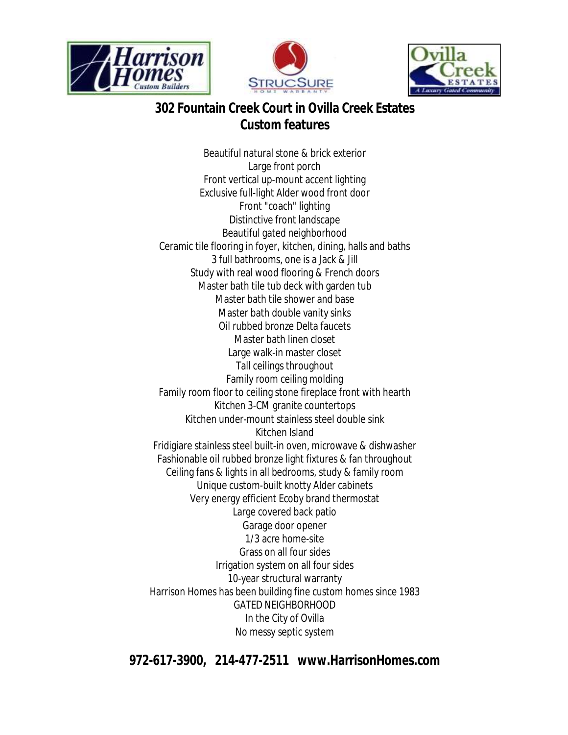# 302 Fountain Creek Court in Ovilla Creek Estates
# Custom features

Beautiful natural stone & brick exterior
Large front porch
Front vertical up-mount accent lighting
Exclusive full-light Alder wood front door
Front "coach" lighting
Distinctive front landscape
Beautiful gated neighborhood
Ceramic tile flooring in foyer, kitchen, dining, halls and baths
3 full bathrooms, one is a Jack & Jill
Study with real wood flooring & French doors
Master bath tile tub deck with garden tub
Master bath tile shower and base
Master bath double vanity sinks
Oil rubbed bronze Delta faucets
Master bath linen closet
Large walk-in master closet
Tall ceilings throughout
Family room ceiling molding
Family room floor to ceiling stone fireplace front with hearth
Kitchen 3-CM granite countertops
Kitchen under-mount stainless steel double sink
Kitchen Island
Fridigiare stainless steel built-in oven, microwave & dishwasher
Fashionable oil rubbed bronze light fixtures & fan throughout
Ceiling fans & lights in all bedrooms, study & family room
Unique custom-built knotty Alder cabinets
Very energy efficient Ecoby brand thermostat
Large covered back patio
Garage door opener
1/3 acre home-site
Grass on all four sides
Irrigation system on all four sides
10-year structural warranty
Harrison Homes has been building fine custom homes since 1983
GATED NEIGHBORHOOD
In the City of Ovilla
No messy septic system

**972-617-3900, 214-477-2511 www.HarrisonHomes.com**